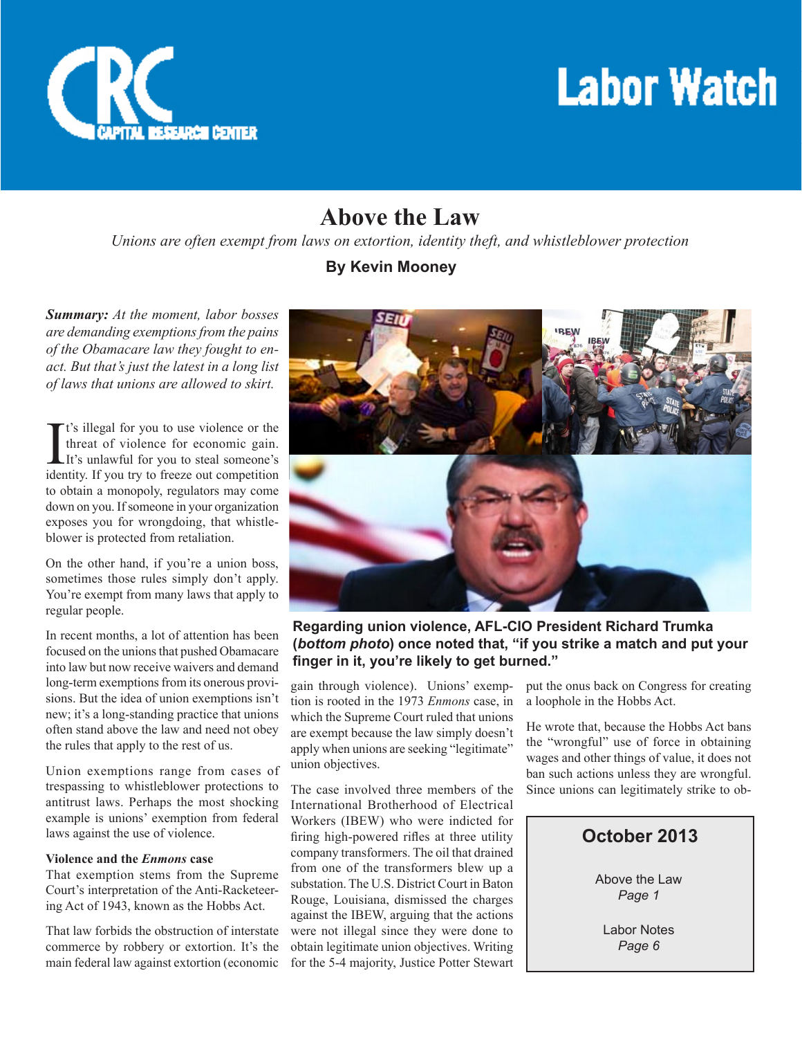# Labor Watch

## Above the Law

*Unions are often exempt from laws on extortion, identity theft, and whistleblower protection*

**By Kevin Mooney**

***Summary:*** *At the moment, labor bosses are demanding exemptions from the pains of the Obamacare law they fought to enact. But that's just the latest in a long list of laws that unions are allowed to skirt.*

It's illegal for you to use violence or the threat of violence for economic gain. It's unlawful for you to steal someone's identity. If you try to freeze out competition to obtain a monopoly, regulators may come down on you. If someone in your organization exposes you for wrongdoing, that whistleblower is protected from retaliation.

On the other hand, if you're a union boss, sometimes those rules simply don't apply. You're exempt from many laws that apply to regular people.

In recent months, a lot of attention has been focused on the unions that pushed Obamacare into law but now receive waivers and demand long-term exemptions from its onerous provisions. But the idea of union exemptions isn't new; it's a long-standing practice that unions often stand above the law and need not obey the rules that apply to the rest of us.

Union exemptions range from cases of trespassing to whistleblower protections to antitrust laws. Perhaps the most shocking example is unions' exemption from federal laws against the use of violence.

**Violence and the *Enmons* case**

That exemption stems from the Supreme Court's interpretation of the Anti-Racketeering Act of 1943, known as the Hobbs Act.

That law forbids the obstruction of interstate commerce by robbery or extortion. It's the main federal law against extortion (economic gain through violence). Unions' exemption is rooted in the 1973 *Enmons* case, in which the Supreme Court ruled that unions are exempt because the law simply doesn't apply when unions are seeking "legitimate" union objectives.

The case involved three members of the International Brotherhood of Electrical Workers (IBEW) who were indicted for firing high-powered rifles at three utility company transformers. The oil that drained from one of the transformers blew up a substation. The U.S. District Court in Baton Rouge, Louisiana, dismissed the charges against the IBEW, arguing that the actions were not illegal since they were done to obtain legitimate union objectives. Writing for the 5-4 majority, Justice Potter Stewart put the onus back on Congress for creating a loophole in the Hobbs Act.

He wrote that, because the Hobbs Act bans the "wrongful" use of force in obtaining wages and other things of value, it does not ban such actions unless they are wrongful. Since unions can legitimately strike to ob-

**Regarding union violence, AFL-CIO President Richard Trumka (*bottom photo*) once noted that, "if you strike a match and put your finger in it, you're likely to get burned."**

**October 2013**

Above the Law
*Page 1*

Labor Notes
*Page 6*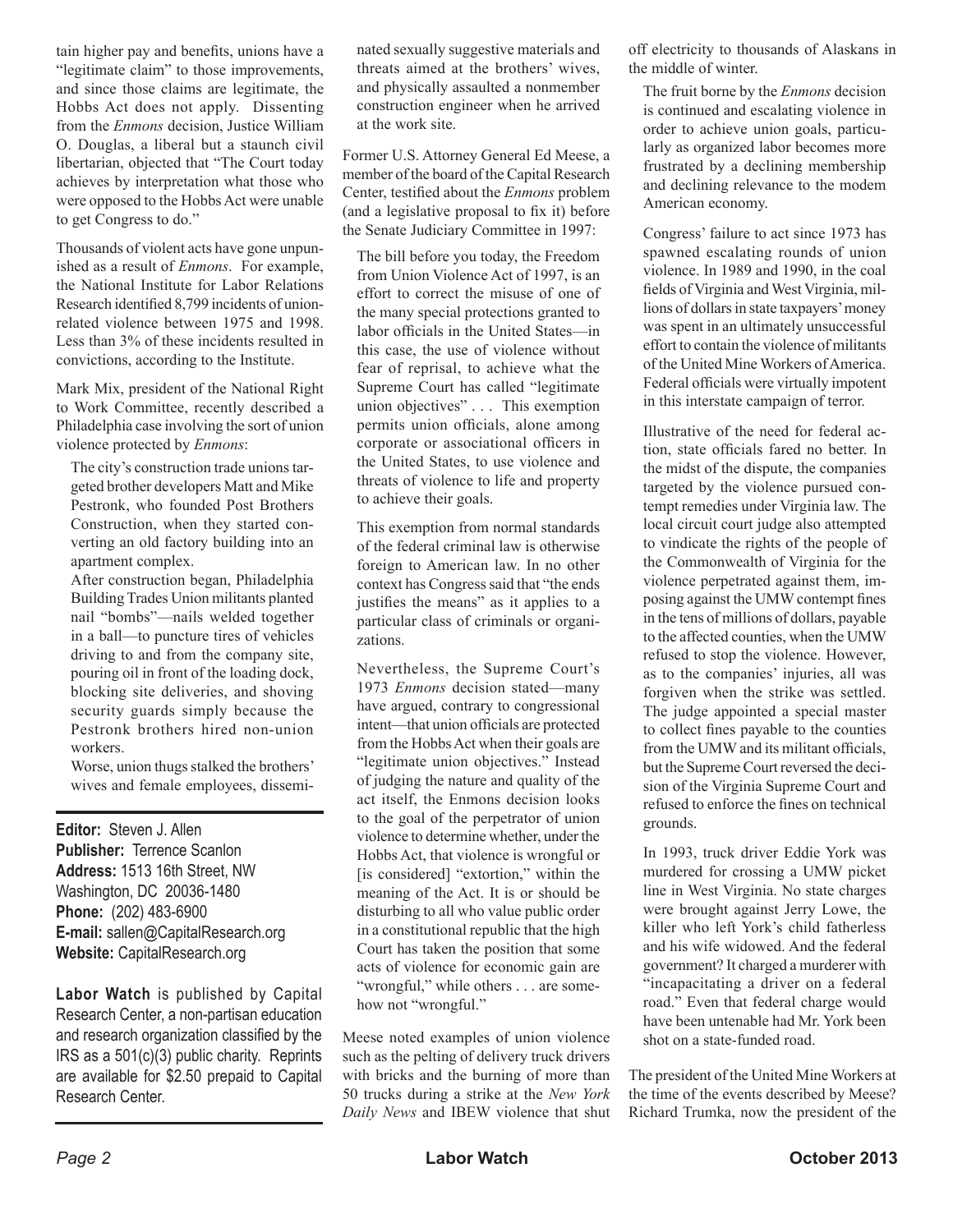tain higher pay and benefits, unions have a "legitimate claim" to those improvements, and since those claims are legitimate, the Hobbs Act does not apply. Dissenting from the *Enmons* decision, Justice William O. Douglas, a liberal but a staunch civil libertarian, objected that "The Court today achieves by interpretation what those who were opposed to the Hobbs Act were unable to get Congress to do."

Thousands of violent acts have gone unpunished as a result of *Enmons*. For example, the National Institute for Labor Relations Research identified 8,799 incidents of union-related violence between 1975 and 1998. Less than 3% of these incidents resulted in convictions, according to the Institute.

Mark Mix, president of the National Right to Work Committee, recently described a Philadelphia case involving the sort of union violence protected by *Enmons*:

> The city's construction trade unions targeted brother developers Matt and Mike Pestronk, who founded Post Brothers Construction, when they started converting an old factory building into an apartment complex.
>
> After construction began, Philadelphia Building Trades Union militants planted nail "bombs"—nails welded together in a ball—to puncture tires of vehicles driving to and from the company site, pouring oil in front of the loading dock, blocking site deliveries, and shoving security guards simply because the Pestronk brothers hired non-union workers.
>
> Worse, union thugs stalked the brothers' wives and female employees, disseminated sexually suggestive materials and threats aimed at the brothers' wives, and physically assaulted a nonmember construction engineer when he arrived at the work site.

Former U.S. Attorney General Ed Meese, a member of the board of the Capital Research Center, testified about the *Enmons* problem (and a legislative proposal to fix it) before the Senate Judiciary Committee in 1997:

> The bill before you today, the Freedom from Union Violence Act of 1997, is an effort to correct the misuse of one of the many special protections granted to labor officials in the United States—in this case, the use of violence without fear of reprisal, to achieve what the Supreme Court has called "legitimate union objectives" . . . This exemption permits union officials, alone among corporate or associational officers in the United States, to use violence and threats of violence to life and property to achieve their goals.
>
> This exemption from normal standards of the federal criminal law is otherwise foreign to American law. In no other context has Congress said that "the ends justifies the means" as it applies to a particular class of criminals or organizations.
>
> Nevertheless, the Supreme Court's 1973 *Enmons* decision stated—many have argued, contrary to congressional intent—that union officials are protected from the Hobbs Act when their goals are "legitimate union objectives." Instead of judging the nature and quality of the act itself, the Enmons decision looks to the goal of the perpetrator of union violence to determine whether, under the Hobbs Act, that violence is wrongful or [is considered] "extortion," within the meaning of the Act. It is or should be disturbing to all who value public order in a constitutional republic that the high Court has taken the position that some acts of violence for economic gain are "wrongful," while others . . . are somehow not "wrongful."

Meese noted examples of union violence such as the pelting of delivery truck drivers with bricks and the burning of more than 50 trucks during a strike at the *New York Daily News* and IBEW violence that shut off electricity to thousands of Alaskans in the middle of winter.

> The fruit borne by the *Enmons* decision is continued and escalating violence in order to achieve union goals, particularly as organized labor becomes more frustrated by a declining membership and declining relevance to the modem American economy.
>
> Congress' failure to act since 1973 has spawned escalating rounds of union violence. In 1989 and 1990, in the coal fields of Virginia and West Virginia, millions of dollars in state taxpayers' money was spent in an ultimately unsuccessful effort to contain the violence of militants of the United Mine Workers of America. Federal officials were virtually impotent in this interstate campaign of terror.
>
> Illustrative of the need for federal action, state officials fared no better. In the midst of the dispute, the companies targeted by the violence pursued contempt remedies under Virginia law. The local circuit court judge also attempted to vindicate the rights of the people of the Commonwealth of Virginia for the violence perpetrated against them, imposing against the UMW contempt fines in the tens of millions of dollars, payable to the affected counties, when the UMW refused to stop the violence. However, as to the companies' injuries, all was forgiven when the strike was settled. The judge appointed a special master to collect fines payable to the counties from the UMW and its militant officials, but the Supreme Court reversed the decision of the Virginia Supreme Court and refused to enforce the fines on technical grounds.
>
> In 1993, truck driver Eddie York was murdered for crossing a UMW picket line in West Virginia. No state charges were brought against Jerry Lowe, the killer who left York's child fatherless and his wife widowed. And the federal government? It charged a murderer with "incapacitating a driver on a federal road." Even that federal charge would have been untenable had Mr. York been shot on a state-funded road.

The president of the United Mine Workers at the time of the events described by Meese? Richard Trumka, now the president of the

---

**Editor:** Steven J. Allen
**Publisher:** Terrence Scanlon
**Address:** 1513 16th Street, NW
Washington, DC 20036-1480
**Phone:** (202) 483-6900
**E-mail:** sallen@CapitalResearch.org
**Website:** CapitalResearch.org

**Labor Watch** is published by Capital Research Center, a non-partisan education and research organization classified by the IRS as a 501(c)(3) public charity. Reprints are available for $2.50 prepaid to Capital Research Center.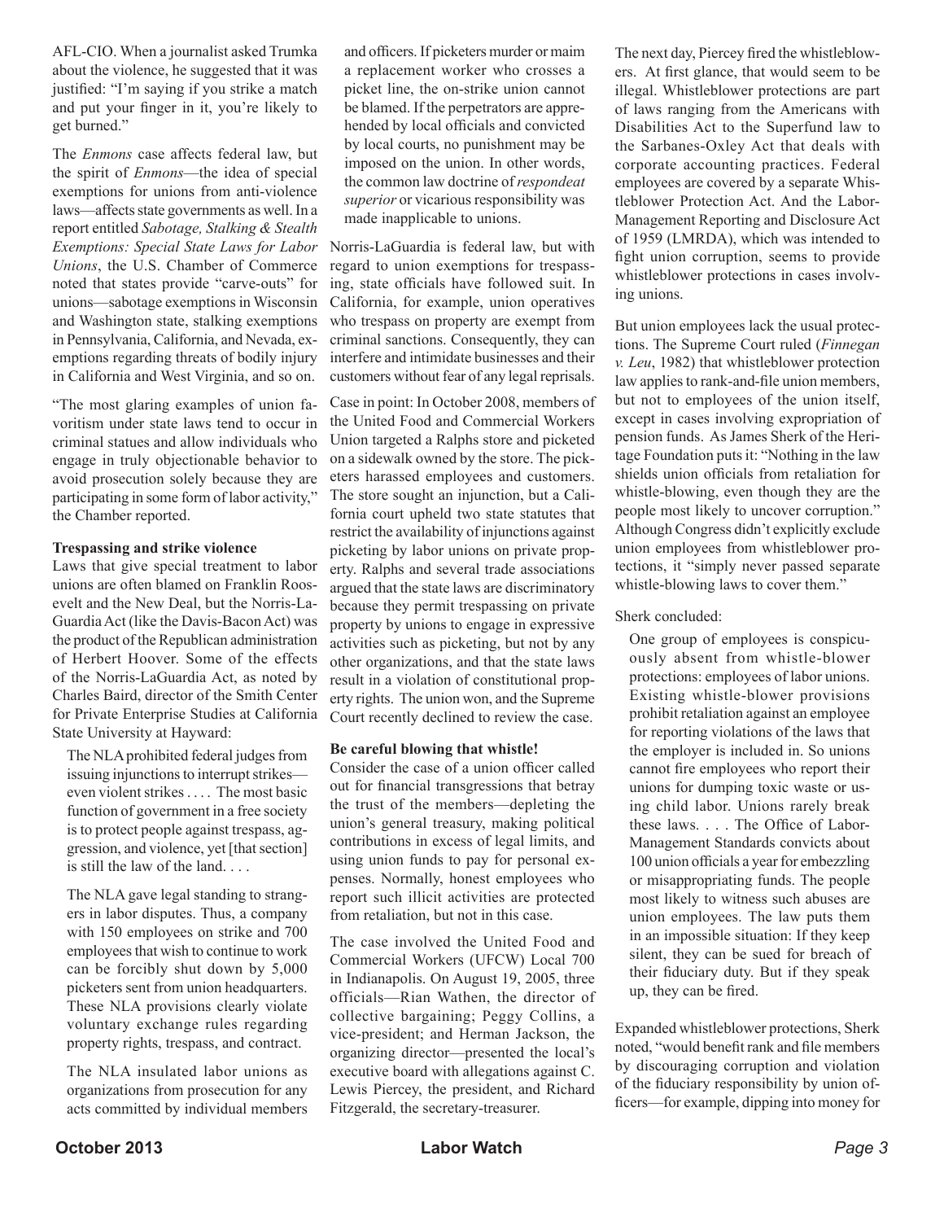AFL-CIO. When a journalist asked Trumka about the violence, he suggested that it was justified: "I'm saying if you strike a match and put your finger in it, you're likely to get burned."

The *Enmons* case affects federal law, but the spirit of *Enmons*—the idea of special exemptions for unions from anti-violence laws—affects state governments as well. In a report entitled *Sabotage, Stalking & Stealth Exemptions: Special State Laws for Labor Unions*, the U.S. Chamber of Commerce noted that states provide "carve-outs" for unions—sabotage exemptions in Wisconsin and Washington state, stalking exemptions in Pennsylvania, California, and Nevada, exemptions regarding threats of bodily injury in California and West Virginia, and so on.

"The most glaring examples of union favoritism under state laws tend to occur in criminal statues and allow individuals who engage in truly objectionable behavior to avoid prosecution solely because they are participating in some form of labor activity," the Chamber reported.

**Trespassing and strike violence**

Laws that give special treatment to labor unions are often blamed on Franklin Roosevelt and the New Deal, but the Norris-LaGuardia Act (like the Davis-Bacon Act) was the product of the Republican administration of Herbert Hoover. Some of the effects of the Norris-LaGuardia Act, as noted by Charles Baird, director of the Smith Center for Private Enterprise Studies at California State University at Hayward:

> The NLA prohibited federal judges from issuing injunctions to interrupt strikes—even violent strikes . . . . The most basic function of government in a free society is to protect people against trespass, aggression, and violence, yet [that section] is still the law of the land. . . .
>
> The NLA gave legal standing to strangers in labor disputes. Thus, a company with 150 employees on strike and 700 employees that wish to continue to work can be forcibly shut down by 5,000 picketers sent from union headquarters. These NLA provisions clearly violate voluntary exchange rules regarding property rights, trespass, and contract.
>
> The NLA insulated labor unions as organizations from prosecution for any acts committed by individual members and officers. If picketers murder or maim a replacement worker who crosses a picket line, the on-strike union cannot be blamed. If the perpetrators are apprehended by local officials and convicted by local courts, no punishment may be imposed on the union. In other words, the common law doctrine of *respondeat superior* or vicarious responsibility was made inapplicable to unions.

Norris-LaGuardia is federal law, but with regard to union exemptions for trespassing, state officials have followed suit. In California, for example, union operatives who trespass on property are exempt from criminal sanctions. Consequently, they can interfere and intimidate businesses and their customers without fear of any legal reprisals.

Case in point: In October 2008, members of the United Food and Commercial Workers Union targeted a Ralphs store and picketed on a sidewalk owned by the store. The picketers harassed employees and customers. The store sought an injunction, but a California court upheld two state statutes that restrict the availability of injunctions against picketing by labor unions on private property. Ralphs and several trade associations argued that the state laws are discriminatory because they permit trespassing on private property by unions to engage in expressive activities such as picketing, but not by any other organizations, and that the state laws result in a violation of constitutional property rights. The union won, and the Supreme Court recently declined to review the case.

**Be careful blowing that whistle!**

Consider the case of a union officer called out for financial transgressions that betray the trust of the members—depleting the union's general treasury, making political contributions in excess of legal limits, and using union funds to pay for personal expenses. Normally, honest employees who report such illicit activities are protected from retaliation, but not in this case.

The case involved the United Food and Commercial Workers (UFCW) Local 700 in Indianapolis. On August 19, 2005, three officials—Rian Wathen, the director of collective bargaining; Peggy Collins, a vice-president; and Herman Jackson, the organizing director—presented the local's executive board with allegations against C. Lewis Piercey, the president, and Richard Fitzgerald, the secretary-treasurer.

The next day, Piercey fired the whistleblowers. At first glance, that would seem to be illegal. Whistleblower protections are part of laws ranging from the Americans with Disabilities Act to the Superfund law to the Sarbanes-Oxley Act that deals with corporate accounting practices. Federal employees are covered by a separate Whistleblower Protection Act. And the Labor-Management Reporting and Disclosure Act of 1959 (LMRDA), which was intended to fight union corruption, seems to provide whistleblower protections in cases involving unions.

But union employees lack the usual protections. The Supreme Court ruled (*Finnegan v. Leu*, 1982) that whistleblower protection law applies to rank-and-file union members, but not to employees of the union itself, except in cases involving expropriation of pension funds. As James Sherk of the Heritage Foundation puts it: "Nothing in the law shields union officials from retaliation for whistle-blowing, even though they are the people most likely to uncover corruption." Although Congress didn't explicitly exclude union employees from whistleblower protections, it "simply never passed separate whistle-blowing laws to cover them."

Sherk concluded:

> One group of employees is conspicuously absent from whistle-blower protections: employees of labor unions. Existing whistle-blower provisions prohibit retaliation against an employee for reporting violations of the laws that the employer is included in. So unions cannot fire employees who report their unions for dumping toxic waste or using child labor. Unions rarely break these laws. . . . The Office of Labor-Management Standards convicts about 100 union officials a year for embezzling or misappropriating funds. The people most likely to witness such abuses are union employees. The law puts them in an impossible situation: If they keep silent, they can be sued for breach of their fiduciary duty. But if they speak up, they can be fired.

Expanded whistleblower protections, Sherk noted, "would benefit rank and file members by discouraging corruption and violation of the fiduciary responsibility by union officers—for example, dipping into money for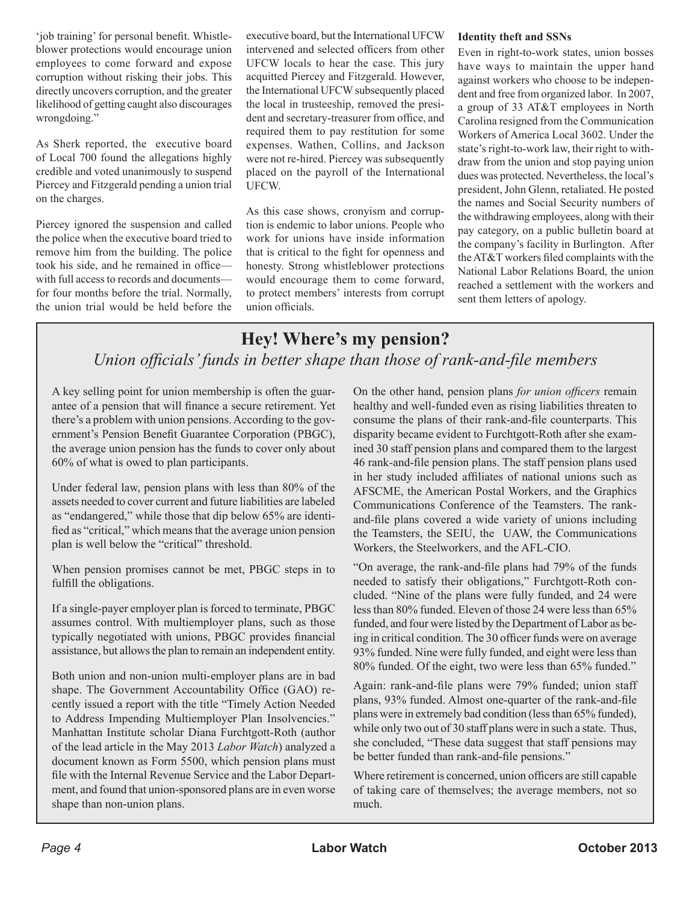'job training' for personal benefit. Whistleblower protections would encourage union employees to come forward and expose corruption without risking their jobs. This directly uncovers corruption, and the greater likelihood of getting caught also discourages wrongdoing."

As Sherk reported, the executive board of Local 700 found the allegations highly credible and voted unanimously to suspend Piercey and Fitzgerald pending a union trial on the charges.

Piercey ignored the suspension and called the police when the executive board tried to remove him from the building. The police took his side, and he remained in office—with full access to records and documents—for four months before the trial. Normally, the union trial would be held before the executive board, but the International UFCW intervened and selected officers from other UFCW locals to hear the case. This jury acquitted Piercey and Fitzgerald. However, the International UFCW subsequently placed the local in trusteeship, removed the president and secretary-treasurer from office, and required them to pay restitution for some expenses. Wathen, Collins, and Jackson were not re-hired. Piercey was subsequently placed on the payroll of the International UFCW.

As this case shows, cronyism and corruption is endemic to labor unions. People who work for unions have inside information that is critical to the fight for openness and honesty. Strong whistleblower protections would encourage them to come forward, to protect members' interests from corrupt union officials.

**Identity theft and SSNs**

Even in right-to-work states, union bosses have ways to maintain the upper hand against workers who choose to be independent and free from organized labor. In 2007, a group of 33 AT&T employees in North Carolina resigned from the Communication Workers of America Local 3602. Under the state's right-to-work law, their right to withdraw from the union and stop paying union dues was protected. Nevertheless, the local's president, John Glenn, retaliated. He posted the names and Social Security numbers of the withdrawing employees, along with their pay category, on a public bulletin board at the company's facility in Burlington. After the AT&T workers filed complaints with the National Labor Relations Board, the union reached a settlement with the workers and sent them letters of apology.

## Hey! Where's my pension?

*Union officials' funds in better shape than those of rank-and-file members*

A key selling point for union membership is often the guarantee of a pension that will finance a secure retirement. Yet there's a problem with union pensions. According to the government's Pension Benefit Guarantee Corporation (PBGC), the average union pension has the funds to cover only about 60% of what is owed to plan participants.

Under federal law, pension plans with less than 80% of the assets needed to cover current and future liabilities are labeled as "endangered," while those that dip below 65% are identified as "critical," which means that the average union pension plan is well below the "critical" threshold.

When pension promises cannot be met, PBGC steps in to fulfill the obligations.

If a single-payer employer plan is forced to terminate, PBGC assumes control. With multiemployer plans, such as those typically negotiated with unions, PBGC provides financial assistance, but allows the plan to remain an independent entity.

Both union and non-union multi-employer plans are in bad shape. The Government Accountability Office (GAO) recently issued a report with the title "Timely Action Needed to Address Impending Multiemployer Plan Insolvencies." Manhattan Institute scholar Diana Furchtgott-Roth (author of the lead article in the May 2013 *Labor Watch*) analyzed a document known as Form 5500, which pension plans must file with the Internal Revenue Service and the Labor Department, and found that union-sponsored plans are in even worse shape than non-union plans.

On the other hand, pension plans *for union officers* remain healthy and well-funded even as rising liabilities threaten to consume the plans of their rank-and-file counterparts. This disparity became evident to Furchtgott-Roth after she examined 30 staff pension plans and compared them to the largest 46 rank-and-file pension plans. The staff pension plans used in her study included affiliates of national unions such as AFSCME, the American Postal Workers, and the Graphics Communications Conference of the Teamsters. The rank-and-file plans covered a wide variety of unions including the Teamsters, the SEIU, the UAW, the Communications Workers, the Steelworkers, and the AFL-CIO.

"On average, the rank-and-file plans had 79% of the funds needed to satisfy their obligations," Furchtgott-Roth concluded. "Nine of the plans were fully funded, and 24 were less than 80% funded. Eleven of those 24 were less than 65% funded, and four were listed by the Department of Labor as being in critical condition. The 30 officer funds were on average 93% funded. Nine were fully funded, and eight were less than 80% funded. Of the eight, two were less than 65% funded."

Again: rank-and-file plans were 79% funded; union staff plans, 93% funded. Almost one-quarter of the rank-and-file plans were in extremely bad condition (less than 65% funded), while only two out of 30 staff plans were in such a state. Thus, she concluded, "These data suggest that staff pensions may be better funded than rank-and-file pensions."

Where retirement is concerned, union officers are still capable of taking care of themselves; the average members, not so much.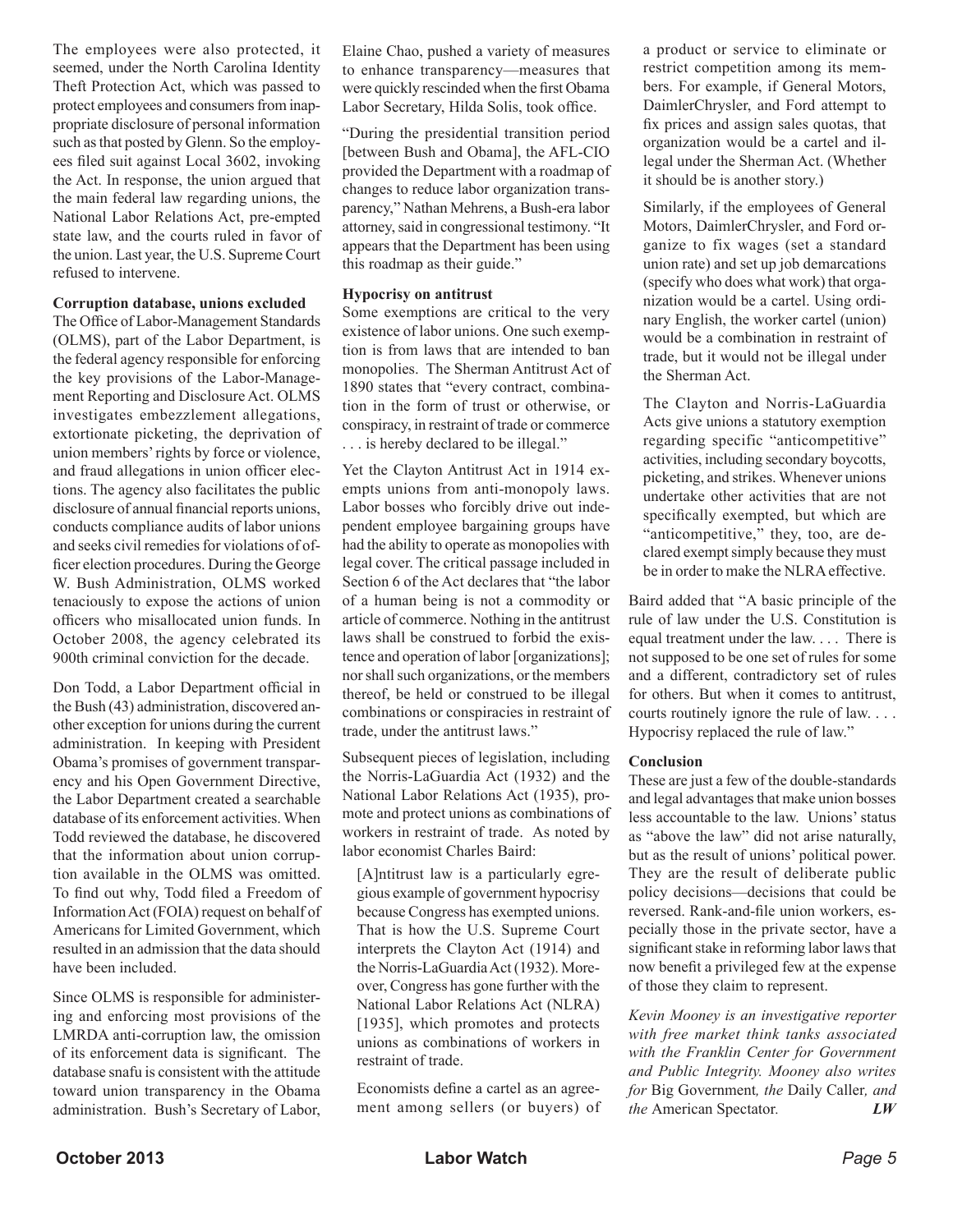The employees were also protected, it seemed, under the North Carolina Identity Theft Protection Act, which was passed to protect employees and consumers from inappropriate disclosure of personal information such as that posted by Glenn. So the employees filed suit against Local 3602, invoking the Act. In response, the union argued that the main federal law regarding unions, the National Labor Relations Act, pre-empted state law, and the courts ruled in favor of the union. Last year, the U.S. Supreme Court refused to intervene.

**Corruption database, unions excluded**

The Office of Labor-Management Standards (OLMS), part of the Labor Department, is the federal agency responsible for enforcing the key provisions of the Labor-Management Reporting and Disclosure Act. OLMS investigates embezzlement allegations, extortionate picketing, the deprivation of union members' rights by force or violence, and fraud allegations in union officer elections. The agency also facilitates the public disclosure of annual financial reports unions, conducts compliance audits of labor unions and seeks civil remedies for violations of officer election procedures. During the George W. Bush Administration, OLMS worked tenaciously to expose the actions of union officers who misallocated union funds. In October 2008, the agency celebrated its 900th criminal conviction for the decade.

Don Todd, a Labor Department official in the Bush (43) administration, discovered another exception for unions during the current administration. In keeping with President Obama's promises of government transparency and his Open Government Directive, the Labor Department created a searchable database of its enforcement activities. When Todd reviewed the database, he discovered that the information about union corruption available in the OLMS was omitted. To find out why, Todd filed a Freedom of Information Act (FOIA) request on behalf of Americans for Limited Government, which resulted in an admission that the data should have been included.

Since OLMS is responsible for administering and enforcing most provisions of the LMRDA anti-corruption law, the omission of its enforcement data is significant. The database snafu is consistent with the attitude toward union transparency in the Obama administration. Bush's Secretary of Labor, Elaine Chao, pushed a variety of measures to enhance transparency—measures that were quickly rescinded when the first Obama Labor Secretary, Hilda Solis, took office.

"During the presidential transition period [between Bush and Obama], the AFL-CIO provided the Department with a roadmap of changes to reduce labor organization transparency," Nathan Mehrens, a Bush-era labor attorney, said in congressional testimony. "It appears that the Department has been using this roadmap as their guide."

**Hypocrisy on antitrust**

Some exemptions are critical to the very existence of labor unions. One such exemption is from laws that are intended to ban monopolies. The Sherman Antitrust Act of 1890 states that "every contract, combination in the form of trust or otherwise, or conspiracy, in restraint of trade or commerce . . . is hereby declared to be illegal."

Yet the Clayton Antitrust Act in 1914 exempts unions from anti-monopoly laws. Labor bosses who forcibly drive out independent employee bargaining groups have had the ability to operate as monopolies with legal cover. The critical passage included in Section 6 of the Act declares that "the labor of a human being is not a commodity or article of commerce. Nothing in the antitrust laws shall be construed to forbid the existence and operation of labor [organizations]; nor shall such organizations, or the members thereof, be held or construed to be illegal combinations or conspiracies in restraint of trade, under the antitrust laws."

Subsequent pieces of legislation, including the Norris-LaGuardia Act (1932) and the National Labor Relations Act (1935), promote and protect unions as combinations of workers in restraint of trade. As noted by labor economist Charles Baird:

> [A]ntitrust law is a particularly egregious example of government hypocrisy because Congress has exempted unions. That is how the U.S. Supreme Court interprets the Clayton Act (1914) and the Norris-LaGuardia Act (1932). Moreover, Congress has gone further with the National Labor Relations Act (NLRA) [1935], which promotes and protects unions as combinations of workers in restraint of trade.
>
> Economists define a cartel as an agreement among sellers (or buyers) of a product or service to eliminate or restrict competition among its members. For example, if General Motors, DaimlerChrysler, and Ford attempt to fix prices and assign sales quotas, that organization would be a cartel and illegal under the Sherman Act. (Whether it should be is another story.)
>
> Similarly, if the employees of General Motors, DaimlerChrysler, and Ford organize to fix wages (set a standard union rate) and set up job demarcations (specify who does what work) that organization would be a cartel. Using ordinary English, the worker cartel (union) would be a combination in restraint of trade, but it would not be illegal under the Sherman Act.
>
> The Clayton and Norris-LaGuardia Acts give unions a statutory exemption regarding specific "anticompetitive" activities, including secondary boycotts, picketing, and strikes. Whenever unions undertake other activities that are not specifically exempted, but which are "anticompetitive," they, too, are declared exempt simply because they must be in order to make the NLRA effective.

Baird added that "A basic principle of the rule of law under the U.S. Constitution is equal treatment under the law. . . . There is not supposed to be one set of rules for some and a different, contradictory set of rules for others. But when it comes to antitrust, courts routinely ignore the rule of law. . . . Hypocrisy replaced the rule of law."

**Conclusion**

These are just a few of the double-standards and legal advantages that make union bosses less accountable to the law. Unions' status as "above the law" did not arise naturally, but as the result of unions' political power. They are the result of deliberate public policy decisions—decisions that could be reversed. Rank-and-file union workers, especially those in the private sector, have a significant stake in reforming labor laws that now benefit a privileged few at the expense of those they claim to represent.

*Kevin Mooney is an investigative reporter with free market think tanks associated with the Franklin Center for Government and Public Integrity. Mooney also writes for* Big Government*, the* Daily Caller*, and the* American Spectator*.* ***LW***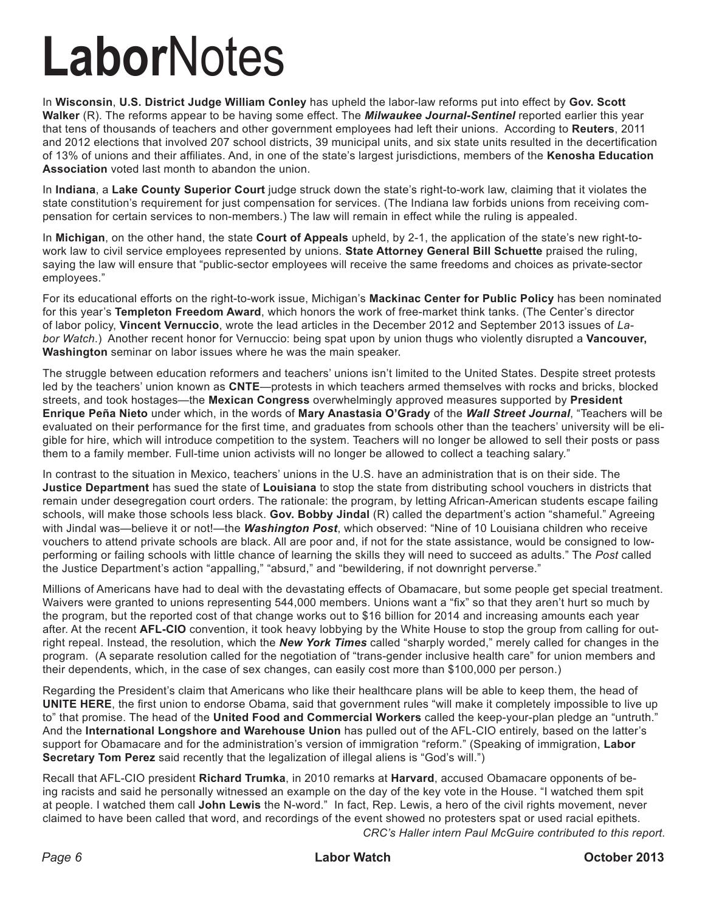# **Labor**Notes

In **Wisconsin**, **U.S. District Judge William Conley** has upheld the labor-law reforms put into effect by **Gov. Scott Walker** (R). The reforms appear to be having some effect. The ***Milwaukee Journal-Sentinel*** reported earlier this year that tens of thousands of teachers and other government employees had left their unions. According to **Reuters**, 2011 and 2012 elections that involved 207 school districts, 39 municipal units, and six state units resulted in the decertification of 13% of unions and their affiliates. And, in one of the state's largest jurisdictions, members of the **Kenosha Education Association** voted last month to abandon the union.

In **Indiana**, a **Lake County Superior Court** judge struck down the state's right-to-work law, claiming that it violates the state constitution's requirement for just compensation for services. (The Indiana law forbids unions from receiving compensation for certain services to non-members.) The law will remain in effect while the ruling is appealed.

In **Michigan**, on the other hand, the state **Court of Appeals** upheld, by 2-1, the application of the state's new right-to-work law to civil service employees represented by unions. **State Attorney General Bill Schuette** praised the ruling, saying the law will ensure that "public-sector employees will receive the same freedoms and choices as private-sector employees."

For its educational efforts on the right-to-work issue, Michigan's **Mackinac Center for Public Policy** has been nominated for this year's **Templeton Freedom Award**, which honors the work of free-market think tanks. (The Center's director of labor policy, **Vincent Vernuccio**, wrote the lead articles in the December 2012 and September 2013 issues of *Labor Watch*.) Another recent honor for Vernuccio: being spat upon by union thugs who violently disrupted a **Vancouver, Washington** seminar on labor issues where he was the main speaker.

The struggle between education reformers and teachers' unions isn't limited to the United States. Despite street protests led by the teachers' union known as **CNTE**—protests in which teachers armed themselves with rocks and bricks, blocked streets, and took hostages—the **Mexican Congress** overwhelmingly approved measures supported by **President Enrique Peña Nieto** under which, in the words of **Mary Anastasia O'Grady** of the ***Wall Street Journal***, "Teachers will be evaluated on their performance for the first time, and graduates from schools other than the teachers' university will be eligible for hire, which will introduce competition to the system. Teachers will no longer be allowed to sell their posts or pass them to a family member. Full-time union activists will no longer be allowed to collect a teaching salary."

In contrast to the situation in Mexico, teachers' unions in the U.S. have an administration that is on their side. The **Justice Department** has sued the state of **Louisiana** to stop the state from distributing school vouchers in districts that remain under desegregation court orders. The rationale: the program, by letting African-American students escape failing schools, will make those schools less black. **Gov. Bobby Jindal** (R) called the department's action "shameful." Agreeing with Jindal was—believe it or not!—the ***Washington Post***, which observed: "Nine of 10 Louisiana children who receive vouchers to attend private schools are black. All are poor and, if not for the state assistance, would be consigned to low-performing or failing schools with little chance of learning the skills they will need to succeed as adults." The *Post* called the Justice Department's action "appalling," "absurd," and "bewildering, if not downright perverse."

Millions of Americans have had to deal with the devastating effects of Obamacare, but some people get special treatment. Waivers were granted to unions representing 544,000 members. Unions want a "fix" so that they aren't hurt so much by the program, but the reported cost of that change works out to $16 billion for 2014 and increasing amounts each year after. At the recent **AFL-CIO** convention, it took heavy lobbying by the White House to stop the group from calling for outright repeal. Instead, the resolution, which the ***New York Times*** called "sharply worded," merely called for changes in the program. (A separate resolution called for the negotiation of "trans-gender inclusive health care" for union members and their dependents, which, in the case of sex changes, can easily cost more than $100,000 per person.)

Regarding the President's claim that Americans who like their healthcare plans will be able to keep them, the head of **UNITE HERE**, the first union to endorse Obama, said that government rules "will make it completely impossible to live up to" that promise. The head of the **United Food and Commercial Workers** called the keep-your-plan pledge an "untruth." And the **International Longshore and Warehouse Union** has pulled out of the AFL-CIO entirely, based on the latter's support for Obamacare and for the administration's version of immigration "reform." (Speaking of immigration, **Labor Secretary Tom Perez** said recently that the legalization of illegal aliens is "God's will.")

Recall that AFL-CIO president **Richard Trumka**, in 2010 remarks at **Harvard**, accused Obamacare opponents of being racists and said he personally witnessed an example on the day of the key vote in the House. "I watched them spit at people. I watched them call **John Lewis** the N-word." In fact, Rep. Lewis, a hero of the civil rights movement, never claimed to have been called that word, and recordings of the event showed no protesters spat or used racial epithets.

*CRC's Haller intern Paul McGuire contributed to this report.*